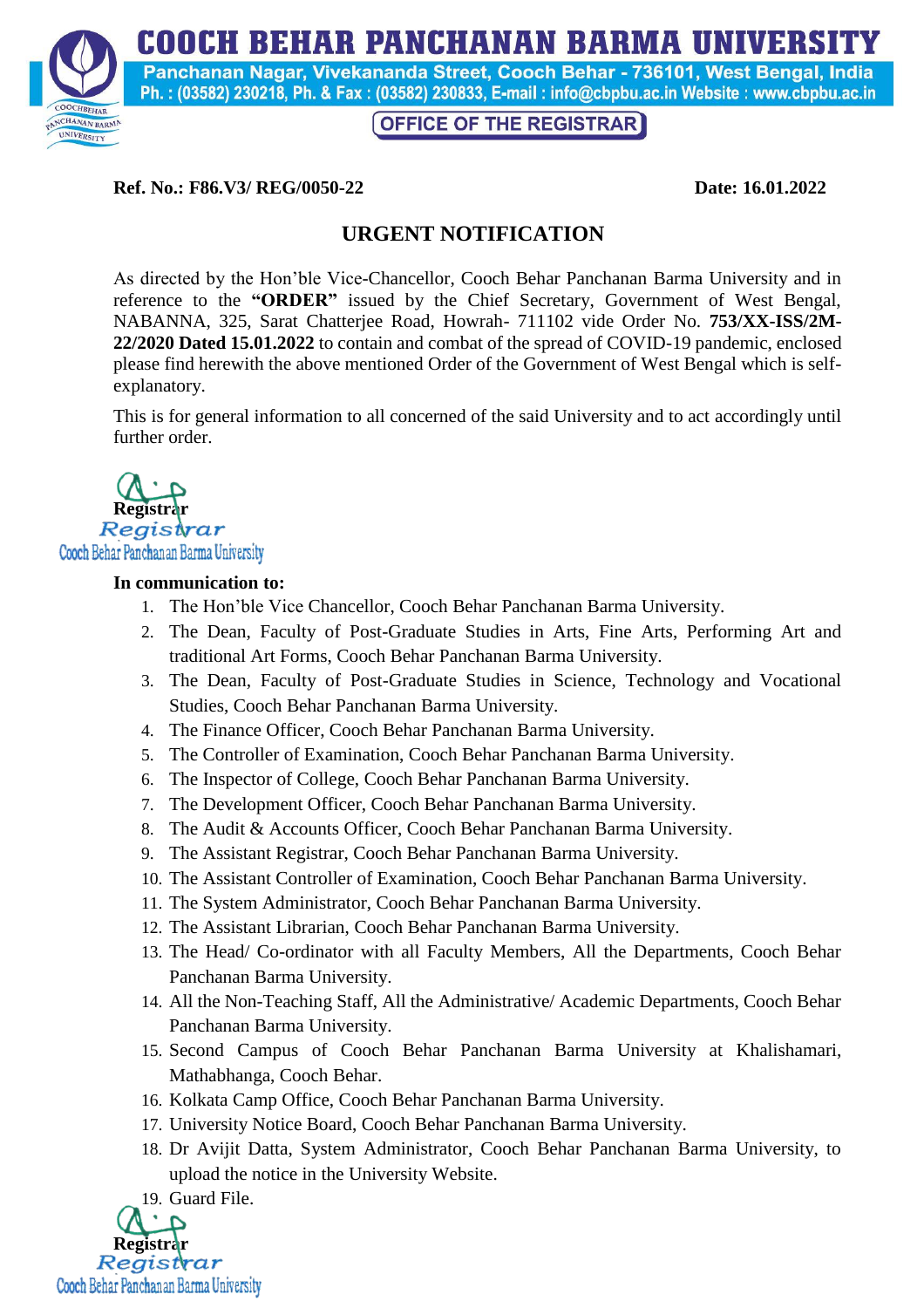# COOCH BEHAR PANCHANAN BARMA UNIVERSITY

Panchanan Nagar, Vivekananda Street, Cooch Behar - 736101, West Bengal, India
Ph. : (03582) 230218, Ph. & Fax : (03582) 230833, E-mail : info@cbpbu.ac.in Website : www.cbpbu.ac.in

OFFICE OF THE REGISTRAR

**Ref. No.: F86.V3/ REG/0050-22** **Date: 16.01.2022**

## URGENT NOTIFICATION

As directed by the Hon'ble Vice-Chancellor, Cooch Behar Panchanan Barma University and in reference to the **"ORDER"** issued by the Chief Secretary, Government of West Bengal, NABANNA, 325, Sarat Chatterjee Road, Howrah- 711102 vide Order No. **753/XX-ISS/2M-22/2020 Dated 15.01.2022** to contain and combat of the spread of COVID-19 pandemic, enclosed please find herewith the above mentioned Order of the Government of West Bengal which is self-explanatory.

This is for general information to all concerned of the said University and to act accordingly until further order.

**Registrar**
Registrar
Cooch Behar Panchanan Barma University

**In communication to:**

1. The Hon'ble Vice Chancellor, Cooch Behar Panchanan Barma University.
2. The Dean, Faculty of Post-Graduate Studies in Arts, Fine Arts, Performing Art and traditional Art Forms, Cooch Behar Panchanan Barma University.
3. The Dean, Faculty of Post-Graduate Studies in Science, Technology and Vocational Studies, Cooch Behar Panchanan Barma University.
4. The Finance Officer, Cooch Behar Panchanan Barma University.
5. The Controller of Examination, Cooch Behar Panchanan Barma University.
6. The Inspector of College, Cooch Behar Panchanan Barma University.
7. The Development Officer, Cooch Behar Panchanan Barma University.
8. The Audit & Accounts Officer, Cooch Behar Panchanan Barma University.
9. The Assistant Registrar, Cooch Behar Panchanan Barma University.
10. The Assistant Controller of Examination, Cooch Behar Panchanan Barma University.
11. The System Administrator, Cooch Behar Panchanan Barma University.
12. The Assistant Librarian, Cooch Behar Panchanan Barma University.
13. The Head/ Co-ordinator with all Faculty Members, All the Departments, Cooch Behar Panchanan Barma University.
14. All the Non-Teaching Staff, All the Administrative/ Academic Departments, Cooch Behar Panchanan Barma University.
15. Second Campus of Cooch Behar Panchanan Barma University at Khalishamari, Mathabhanga, Cooch Behar.
16. Kolkata Camp Office, Cooch Behar Panchanan Barma University.
17. University Notice Board, Cooch Behar Panchanan Barma University.
18. Dr Avijit Datta, System Administrator, Cooch Behar Panchanan Barma University, to upload the notice in the University Website.
19. Guard File.

**Registrar**
Registrar
Cooch Behar Panchanan Barma University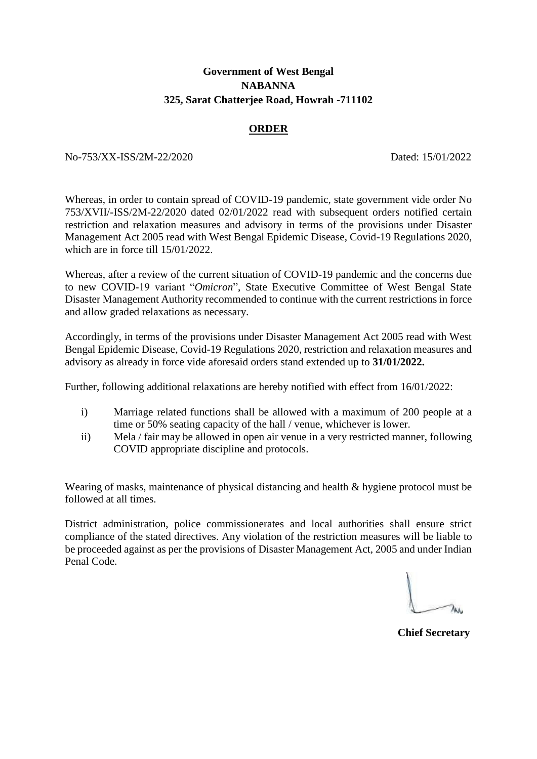**Government of West Bengal**
**NABANNA**
**325, Sarat Chatterjee Road, Howrah -711102**

## ORDER

No-753/XX-ISS/2M-22/2020 Dated: 15/01/2022

Whereas, in order to contain spread of COVID-19 pandemic, state government vide order No 753/XVII/-ISS/2M-22/2020 dated 02/01/2022 read with subsequent orders notified certain restriction and relaxation measures and advisory in terms of the provisions under Disaster Management Act 2005 read with West Bengal Epidemic Disease, Covid-19 Regulations 2020, which are in force till 15/01/2022.

Whereas, after a review of the current situation of COVID-19 pandemic and the concerns due to new COVID-19 variant "*Omicron*", State Executive Committee of West Bengal State Disaster Management Authority recommended to continue with the current restrictions in force and allow graded relaxations as necessary.

Accordingly, in terms of the provisions under Disaster Management Act 2005 read with West Bengal Epidemic Disease, Covid-19 Regulations 2020, restriction and relaxation measures and advisory as already in force vide aforesaid orders stand extended up to **31/01/2022.**

Further, following additional relaxations are hereby notified with effect from 16/01/2022:

i) Marriage related functions shall be allowed with a maximum of 200 people at a time or 50% seating capacity of the hall / venue, whichever is lower.

ii) Mela / fair may be allowed in open air venue in a very restricted manner, following COVID appropriate discipline and protocols.

Wearing of masks, maintenance of physical distancing and health & hygiene protocol must be followed at all times.

District administration, police commissionerates and local authorities shall ensure strict compliance of the stated directives. Any violation of the restriction measures will be liable to be proceeded against as per the provisions of Disaster Management Act, 2005 and under Indian Penal Code.

**Chief Secretary**